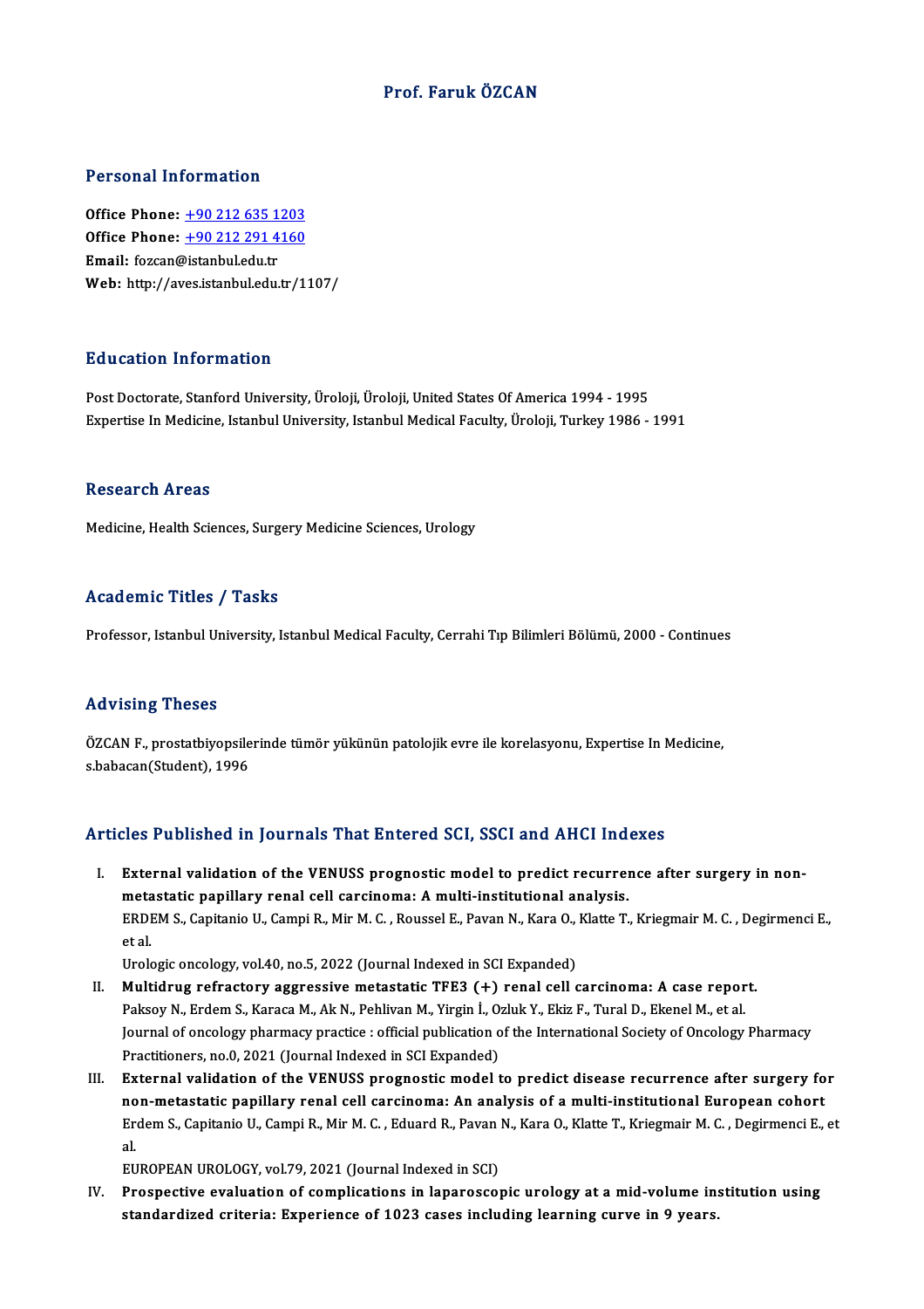# Prof. Faruk ÖZCAN

## Personal Information

**Office Phone:** +90 212 635 1203
**Office Phone:** +90 212 291 4160
**Email:** fozcan@istanbul.edu.tr
**Web:** http://aves.istanbul.edu.tr/1107/

## Education Information

Post Doctorate, Stanford University, Üroloji, Üroloji, United States Of America 1994 - 1995
Expertise In Medicine, Istanbul University, Istanbul Medical Faculty, Üroloji, Turkey 1986 - 1991

## Research Areas

Medicine, Health Sciences, Surgery Medicine Sciences, Urology

## Academic Titles / Tasks

Professor, Istanbul University, Istanbul Medical Faculty, Cerrahi Tıp Bilimleri Bölümü, 2000 - Continues

## Advising Theses

ÖZCAN F., prostatbiyopsilerinde tümör yükünün patolojik evre ile korelasyonu, Expertise In Medicine, s.babacan(Student), 1996

## Articles Published in Journals That Entered SCI, SSCI and AHCI Indexes

I. **External validation of the VENUSS prognostic model to predict recurrence after surgery in non-metastatic papillary renal cell carcinoma: A multi-institutional analysis.**
ERDEM S., Capitanio U., Campi R., Mir M. C. , Roussel E., Pavan N., Kara O., Klatte T., Kriegmair M. C. , Degirmenci E., et al.
Urologic oncology, vol.40, no.5, 2022 (Journal Indexed in SCI Expanded)

II. **Multidrug refractory aggressive metastatic TFE3 (+) renal cell carcinoma: A case report.**
Paksoy N., Erdem S., Karaca M., Ak N., Pehlivan M., Yirgin İ., Ozluk Y., Ekiz F., Tural D., Ekenel M., et al.
Journal of oncology pharmacy practice : official publication of the International Society of Oncology Pharmacy Practitioners, no.0, 2021 (Journal Indexed in SCI Expanded)

III. **External validation of the VENUSS prognostic model to predict disease recurrence after surgery for non-metastatic papillary renal cell carcinoma: An analysis of a multi-institutional European cohort**
Erdem S., Capitanio U., Campi R., Mir M. C. , Eduard R., Pavan N., Kara O., Klatte T., Kriegmair M. C. , Degirmenci E., et al.
EUROPEAN UROLOGY, vol.79, 2021 (Journal Indexed in SCI)

IV. **Prospective evaluation of complications in laparoscopic urology at a mid-volume institution using standardized criteria: Experience of 1023 cases including learning curve in 9 years.**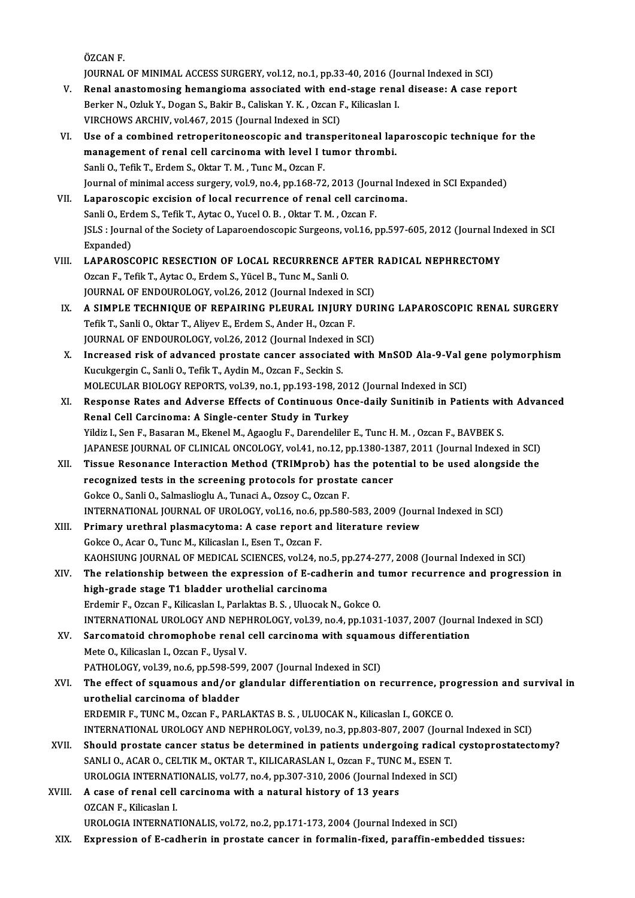ÖZCAN F.
JOURNAL OF MINIMAL ACCESS SURGERY, vol.12, no.1, pp.33-40, 2016 (Journal Indexed in SCI)

V. **Renal anastomosing hemangioma associated with end-stage renal disease: A case report**
Berker N., Ozluk Y., Dogan S., Bakir B., Caliskan Y. K. , Ozcan F., Kilicaslan I.
VIRCHOWS ARCHIV, vol.467, 2015 (Journal Indexed in SCI)

VI. **Use of a combined retroperitoneoscopic and transperitoneal laparoscopic technique for the management of renal cell carcinoma with level I tumor thrombi.**
Sanli O., Tefik T., Erdem S., Oktar T. M. , Tunc M., Ozcan F.
Journal of minimal access surgery, vol.9, no.4, pp.168-72, 2013 (Journal Indexed in SCI Expanded)

VII. **Laparoscopic excision of local recurrence of renal cell carcinoma.**
Sanli O., Erdem S., Tefik T., Aytac O., Yucel O. B. , Oktar T. M. , Ozcan F.
JSLS : Journal of the Society of Laparoendoscopic Surgeons, vol.16, pp.597-605, 2012 (Journal Indexed in SCI Expanded)

VIII. **LAPAROSCOPIC RESECTION OF LOCAL RECURRENCE AFTER RADICAL NEPHRECTOMY**
Ozcan F., Tefik T., Aytac O., Erdem S., Yücel B., Tunc M., Sanli O.
JOURNAL OF ENDOUROLOGY, vol.26, 2012 (Journal Indexed in SCI)

IX. **A SIMPLE TECHNIQUE OF REPAIRING PLEURAL INJURY DURING LAPAROSCOPIC RENAL SURGERY**
Tefik T., Sanli O., Oktar T., Aliyev E., Erdem S., Ander H., Ozcan F.
JOURNAL OF ENDOUROLOGY, vol.26, 2012 (Journal Indexed in SCI)

X. **Increased risk of advanced prostate cancer associated with MnSOD Ala-9-Val gene polymorphism**
Kucukgergin C., Sanli O., Tefik T., Aydin M., Ozcan F., Seckin S.
MOLECULAR BIOLOGY REPORTS, vol.39, no.1, pp.193-198, 2012 (Journal Indexed in SCI)

XI. **Response Rates and Adverse Effects of Continuous Once-daily Sunitinib in Patients with Advanced Renal Cell Carcinoma: A Single-center Study in Turkey**
Yildiz I., Sen F., Basaran M., Ekenel M., Agaoglu F., Darendeliler E., Tunc H. M. , Ozcan F., BAVBEK S.
JAPANESE JOURNAL OF CLINICAL ONCOLOGY, vol.41, no.12, pp.1380-1387, 2011 (Journal Indexed in SCI)

XII. **Tissue Resonance Interaction Method (TRIMprob) has the potential to be used alongside the recognized tests in the screening protocols for prostate cancer**
Gokce O., Sanli O., Salmaslioglu A., Tunaci A., Ozsoy C., Ozcan F.
INTERNATIONAL JOURNAL OF UROLOGY, vol.16, no.6, pp.580-583, 2009 (Journal Indexed in SCI)

XIII. **Primary urethral plasmacytoma: A case report and literature review**
Gokce O., Acar O., Tunc M., Kilicaslan I., Esen T., Ozcan F.
KAOHSIUNG JOURNAL OF MEDICAL SCIENCES, vol.24, no.5, pp.274-277, 2008 (Journal Indexed in SCI)

XIV. **The relationship between the expression of E-cadherin and tumor recurrence and progression in high-grade stage T1 bladder urothelial carcinoma**
Erdemir F., Ozcan F., Kilicaslan I., Parlaktas B. S. , Uluocak N., Gokce O.
INTERNATIONAL UROLOGY AND NEPHROLOGY, vol.39, no.4, pp.1031-1037, 2007 (Journal Indexed in SCI)

XV. **Sarcomatoid chromophobe renal cell carcinoma with squamous differentiation**
Mete O., Kilicaslan I., Ozcan F., Uysal V.
PATHOLOGY, vol.39, no.6, pp.598-599, 2007 (Journal Indexed in SCI)

XVI. **The effect of squamous and/or glandular differentiation on recurrence, progression and survival in urothelial carcinoma of bladder**
ERDEMIR F., TUNC M., Ozcan F., PARLAKTAS B. S. , ULUOCAK N., Kilicaslan I., GOKCE O.
INTERNATIONAL UROLOGY AND NEPHROLOGY, vol.39, no.3, pp.803-807, 2007 (Journal Indexed in SCI)

XVII. **Should prostate cancer status be determined in patients undergoing radical cystoprostatectomy?**
SANLI O., ACAR O., CELTIK M., OKTAR T., KILICARASLAN I., Ozcan F., TUNC M., ESEN T.
UROLOGIA INTERNATIONALIS, vol.77, no.4, pp.307-310, 2006 (Journal Indexed in SCI)

XVIII. **A case of renal cell carcinoma with a natural history of 13 years**
OZCAN F., Kilicaslan I.
UROLOGIA INTERNATIONALIS, vol.72, no.2, pp.171-173, 2004 (Journal Indexed in SCI)

XIX. **Expression of E-cadherin in prostate cancer in formalin-fixed, paraffin-embedded tissues:**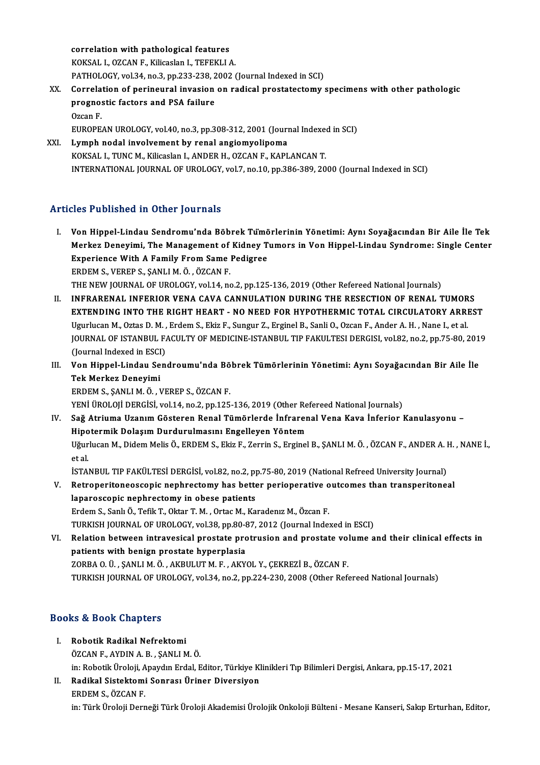correlation with pathological features
KOKSAL I., OZCAN F., Kilicaslan I., TEFEKLI A.
PATHOLOGY, vol.34, no.3, pp.233-238, 2002 (Journal Indexed in SCI)

XX. **Correlation of perineural invasion on radical prostatectomy specimens with other pathologic prognostic factors and PSA failure**
Ozcan F.
EUROPEAN UROLOGY, vol.40, no.3, pp.308-312, 2001 (Journal Indexed in SCI)

XXI. **Lymph nodal involvement by renal angiomyolipoma**
KOKSAL I., TUNC M., Kilicaslan I., ANDER H., OZCAN F., KAPLANCAN T.
INTERNATIONAL JOURNAL OF UROLOGY, vol.7, no.10, pp.386-389, 2000 (Journal Indexed in SCI)

## Articles Published in Other Journals

I. **Von Hippel-Lindau Sendromu'nda Böbrek Tümörlerinin Yönetimi: Aynı Soyağacından Bir Aile İle Tek Merkez Deneyimi, The Management of Kidney Tumors in Von Hippel-Lindau Syndrome: Single Center Experience With A Family From Same Pedigree**
ERDEM S., VEREP S., ŞANLI M. Ö. , ÖZCAN F.
THE NEW JOURNAL OF UROLOGY, vol.14, no.2, pp.125-136, 2019 (Other Refereed National Journals)

II. **INFRARENAL INFERIOR VENA CAVA CANNULATION DURING THE RESECTION OF RENAL TUMORS EXTENDING INTO THE RIGHT HEART - NO NEED FOR HYPOTHERMIC TOTAL CIRCULATORY ARREST**
Ugurlucan M., Oztas D. M. , Erdem S., Ekiz F., Sungur Z., Erginel B., Sanli O., Ozcan F., Ander A. H. , Nane I., et al.
JOURNAL OF ISTANBUL FACULTY OF MEDICINE-ISTANBUL TIP FAKULTESI DERGISI, vol.82, no.2, pp.75-80, 2019 (Journal Indexed in ESCI)

III. **Von Hippel-Lindau Sendroumu'nda Böbrek Tümörlerinin Yönetimi: Aynı Soyağacından Bir Aile İle Tek Merkez Deneyimi**
ERDEM S., ŞANLI M. Ö. , VEREP S., ÖZCAN F.
YENİ ÜROLOJİ DERGİSİ, vol.14, no.2, pp.125-136, 2019 (Other Refereed National Journals)

IV. **Sağ Atriuma Uzanım Gösteren Renal Tümörlerde İnfrarenal Vena Kava İnferior Kanulasyonu – Hipotermik Dolaşım Durdurulmasını Engelleyen Yöntem**
Uğurlucan M., Didem Melis Ö., ERDEM S., Ekiz F., Zerrin S., Erginel B., ŞANLI M. Ö. , ÖZCAN F., ANDER A. H. , NANE İ., et al.
İSTANBUL TIP FAKÜLTESİ DERGİSİ, vol.82, no.2, pp.75-80, 2019 (National Refreed University Journal)

V. **Retroperitoneoscopic nephrectomy has better perioperative outcomes than transperitoneal laparoscopic nephrectomy in obese patients**
Erdem S., Sanlı Ö., Tefik T., Oktar T. M. , Ortac M., Karadenız M., Özcan F.
TURKISH JOURNAL OF UROLOGY, vol.38, pp.80-87, 2012 (Journal Indexed in ESCI)

VI. **Relation between intravesical prostate protrusion and prostate volume and their clinical effects in patients with benign prostate hyperplasia**
ZORBA O. Ü. , ŞANLI M. Ö. , AKBULUT M. F. , AKYOL Y., ÇEKREZİ B., ÖZCAN F.
TURKISH JOURNAL OF UROLOGY, vol.34, no.2, pp.224-230, 2008 (Other Refereed National Journals)

## Books & Book Chapters

I. **Robotik Radikal Nefrektomi**
ÖZCAN F., AYDIN A. B. , ŞANLI M. Ö.
in: Robotik Üroloji, Apaydın Erdal, Editor, Türkiye Klinikleri Tıp Bilimleri Dergisi, Ankara, pp.15-17, 2021

II. **Radikal Sistektomi Sonrası Üriner Diversiyon**
ERDEM S., ÖZCAN F.
in: Türk Üroloji Derneği Türk Üroloji Akademisi Ürolojik Onkoloji Bülteni - Mesane Kanseri, Sakıp Erturhan, Editor,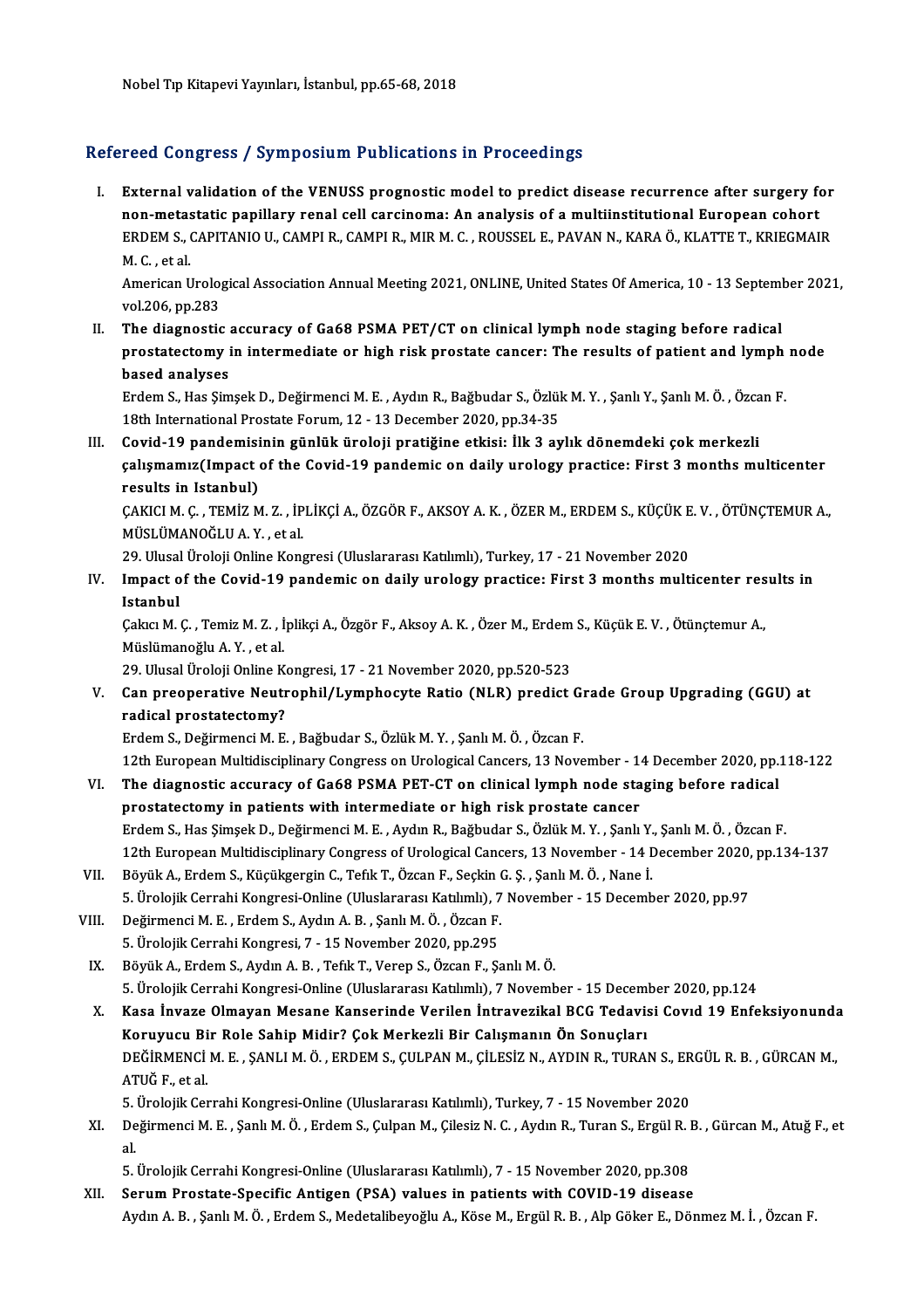Nobel Tıp Kitapevi Yayınları, İstanbul, pp.65-68, 2018

## Refereed Congress / Symposium Publications in Proceedings

I. **External validation of the VENUSS prognostic model to predict disease recurrence after surgery for non-metastatic papillary renal cell carcinoma: An analysis of a multiinstitutional European cohort**
ERDEM S., CAPITANIO U., CAMPI R., CAMPI R., MIR M. C. , ROUSSEL E., PAVAN N., KARA Ö., KLATTE T., KRIEGMAIR M. C. , et al.
American Urological Association Annual Meeting 2021, ONLINE, United States Of America, 10 - 13 September 2021, vol.206, pp.283

II. **The diagnostic accuracy of Ga68 PSMA PET/CT on clinical lymph node staging before radical prostatectomy in intermediate or high risk prostate cancer: The results of patient and lymph node based analyses**
Erdem S., Has Şimşek D., Değirmenci M. E. , Aydın R., Bağbudar S., Özlük M. Y. , Şanlı Y., Şanlı M. Ö. , Özcan F.
18th International Prostate Forum, 12 - 13 December 2020, pp.34-35

III. **Covid-19 pandemisinin günlük üroloji pratiğine etkisi: İlk 3 aylık dönemdeki çok merkezli çalışmamız(Impact of the Covid-19 pandemic on daily urology practice: First 3 months multicenter results in Istanbul)**
ÇAKICI M. Ç. , TEMİZ M. Z. , İPLİKÇİ A., ÖZGÖR F., AKSOY A. K. , ÖZER M., ERDEM S., KÜÇÜK E. V. , ÖTÜNÇTEMUR A., MÜSLÜMANOĞLU A. Y. , et al.
29. Ulusal Üroloji Online Kongresi (Uluslararası Katılımlı), Turkey, 17 - 21 November 2020

IV. **Impact of the Covid-19 pandemic on daily urology practice: First 3 months multicenter results in Istanbul**
Çakıcı M. Ç. , Temiz M. Z. , İplikçi A., Özgör F., Aksoy A. K. , Özer M., Erdem S., Küçük E. V. , Ötünçtemur A., Müslümanoğlu A. Y. , et al.
29. Ulusal Üroloji Online Kongresi, 17 - 21 November 2020, pp.520-523

V. **Can preoperative Neutrophil/Lymphocyte Ratio (NLR) predict Grade Group Upgrading (GGU) at radical prostatectomy?**
Erdem S., Değirmenci M. E. , Bağbudar S., Özlük M. Y. , Şanlı M. Ö. , Özcan F.
12th European Multidisciplinary Congress on Urological Cancers, 13 November - 14 December 2020, pp.118-122

VI. **The diagnostic accuracy of Ga68 PSMA PET-CT on clinical lymph node staging before radical prostatectomy in patients with intermediate or high risk prostate cancer**
Erdem S., Has Şimşek D., Değirmenci M. E. , Aydın R., Bağbudar S., Özlük M. Y. , Şanlı Y., Şanlı M. Ö. , Özcan F.
12th European Multidisciplinary Congress of Urological Cancers, 13 November - 14 December 2020, pp.134-137

VII. Böyük A., Erdem S., Küçükgergin C., Tefık T., Özcan F., Seçkin G. Ş. , Şanlı M. Ö. , Nane İ.
5. Ürolojik Cerrahi Kongresi-Online (Uluslararası Katılımlı), 7 November - 15 December 2020, pp.97

VIII. Değirmenci M. E. , Erdem S., Aydın A. B. , Şanlı M. Ö. , Özcan F.
5. Ürolojik Cerrahi Kongresi, 7 - 15 November 2020, pp.295

IX. Böyük A., Erdem S., Aydın A. B. , Tefık T., Verep S., Özcan F., Şanlı M. Ö.
5. Ürolojik Cerrahi Kongresi-Online (Uluslararası Katılımlı), 7 November - 15 December 2020, pp.124

X. **Kasa İnvaze Olmayan Mesane Kanserinde Verilen İntravezikal BCG Tedavisi Covıd 19 Enfeksiyonunda Koruyucu Bir Role Sahip Midir? Çok Merkezli Bir Calışmanın Ön Sonuçları**
DEĞİRMENCİ M. E. , ŞANLI M. Ö. , ERDEM S., ÇULPAN M., ÇİLESİZ N., AYDIN R., TURAN S., ERGÜL R. B. , GÜRCAN M., ATUĞ F., et al.
5. Ürolojik Cerrahi Kongresi-Online (Uluslararası Katılımlı), Turkey, 7 - 15 November 2020

XI. Değirmenci M. E. , Şanlı M. Ö. , Erdem S., Çulpan M., Çilesiz N. C. , Aydın R., Turan S., Ergül R. B. , Gürcan M., Atuğ F., et al.
5. Ürolojik Cerrahi Kongresi-Online (Uluslararası Katılımlı), 7 - 15 November 2020, pp.308

XII. **Serum Prostate-Specific Antigen (PSA) values in patients with COVID-19 disease**
Aydın A. B. , Şanlı M. Ö. , Erdem S., Medetalibeyoğlu A., Köse M., Ergül R. B. , Alp Göker E., Dönmez M. İ. , Özcan F.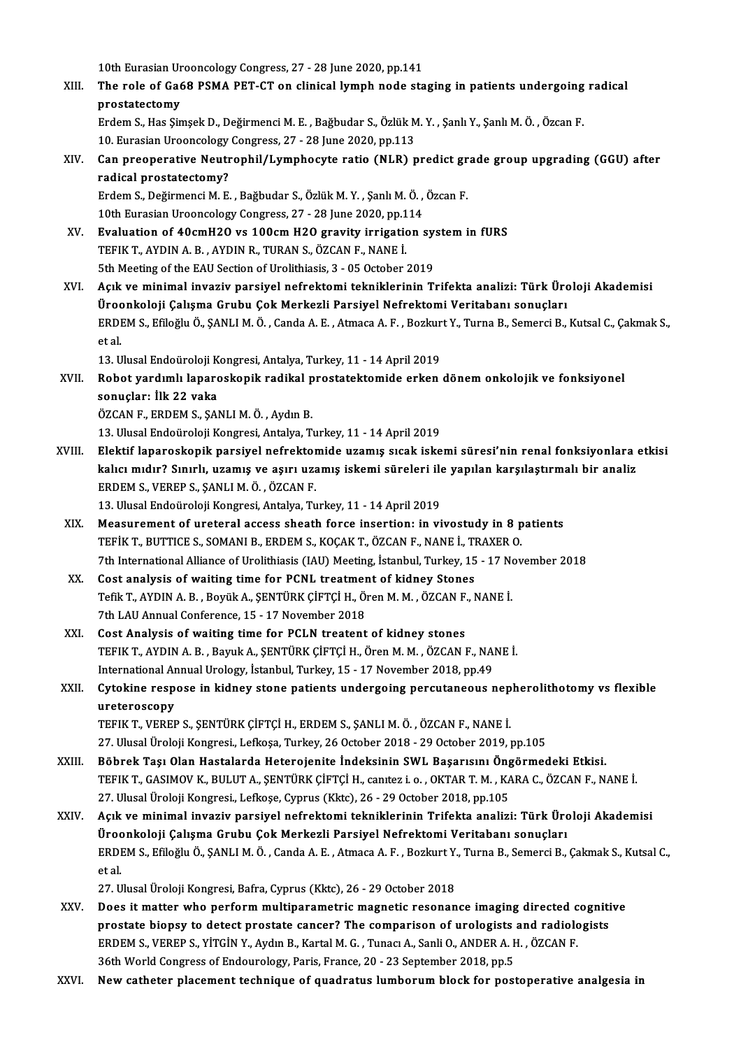10th Eurasian Urooncology Congress, 27 - 28 June 2020, pp.141

XIII. **The role of Ga68 PSMA PET-CT on clinical lymph node staging in patients undergoing radical prostatectomy**
Erdem S., Has Şimşek D., Değirmenci M. E. , Bağbudar S., Özlük M. Y. , Şanlı Y., Şanlı M. Ö. , Özcan F.
10. Eurasian Urooncology Congress, 27 - 28 June 2020, pp.113

XIV. **Can preoperative Neutrophil/Lymphocyte ratio (NLR) predict grade group upgrading (GGU) after radical prostatectomy?**
Erdem S., Değirmenci M. E. , Bağbudar S., Özlük M. Y. , Şanlı M. Ö. , Özcan F.
10th Eurasian Urooncology Congress, 27 - 28 June 2020, pp.114

XV. **Evaluation of 40cmH2O vs 100cm H2O gravity irrigation system in fURS**
TEFIK T., AYDIN A. B. , AYDIN R., TURAN S., ÖZCAN F., NANE İ.
5th Meeting of the EAU Section of Urolithiasis, 3 - 05 October 2019

XVI. **Açık ve minimal invaziv parsiyel nefrektomi tekniklerinin Trifekta analizi: Türk Üroloji Akademisi Üroonkoloji Çalışma Grubu Çok Merkezli Parsiyel Nefrektomi Veritabanı sonuçları**
ERDEM S., Efiloğlu Ö., ŞANLI M. Ö. , Canda A. E. , Atmaca A. F. , Bozkurt Y., Turna B., Semerci B., Kutsal C., Çakmak S., et al.
13. Ulusal Endoüroloji Kongresi, Antalya, Turkey, 11 - 14 April 2019

XVII. **Robot yardımlı laparoskopik radikal prostatektomide erken dönem onkolojik ve fonksiyonel sonuçlar: İlk 22 vaka**
ÖZCAN F., ERDEM S., ŞANLI M. Ö. , Aydın B.
13. Ulusal Endoüroloji Kongresi, Antalya, Turkey, 11 - 14 April 2019

XVIII. **Elektif laparoskopik parsiyel nefrektomide uzamış sıcak iskemi süresi'nin renal fonksiyonlara etkisi kalıcı mıdır? Sınırlı, uzamış ve aşırı uzamış iskemi süreleri ile yapılan karşılaştırmalı bir analiz**
ERDEM S., VEREP S., ŞANLI M. Ö. , ÖZCAN F.
13. Ulusal Endoüroloji Kongresi, Antalya, Turkey, 11 - 14 April 2019

XIX. **Measurement of ureteral access sheath force insertion: in vivostudy in 8 patients**
TEFİK T., BUTTICE S., SOMANI B., ERDEM S., KOÇAK T., ÖZCAN F., NANE İ., TRAXER O.
7th International Alliance of Urolithiasis (IAU) Meeting, İstanbul, Turkey, 15 - 17 November 2018

XX. **Cost analysis of waiting time for PCNL treatment of kidney Stones**
Tefik T., AYDIN A. B. , Boyük A., ŞENTÜRK ÇİFTÇİ H., Ören M. M. , ÖZCAN F., NANE İ.
7th LAU Annual Conference, 15 - 17 November 2018

XXI. **Cost Analysis of waiting time for PCLN treatent of kidney stones**
TEFIK T., AYDIN A. B. , Bayuk A., ŞENTÜRK ÇİFTÇİ H., Ören M. M. , ÖZCAN F., NANE İ.
International Annual Urology, İstanbul, Turkey, 15 - 17 November 2018, pp.49

XXII. **Cytokine respose in kidney stone patients undergoing percutaneous nepherolithotomy vs flexible ureteroscopy**
TEFIK T., VEREP S., ŞENTÜRK ÇİFTÇİ H., ERDEM S., ŞANLI M. Ö. , ÖZCAN F., NANE İ.
27. Ulusal Üroloji Kongresi., Lefkoşa, Turkey, 26 October 2018 - 29 October 2019, pp.105

XXIII. **Böbrek Taşı Olan Hastalarda Heterojenite İndeksinin SWL Başarısını Öngörmedeki Etkisi.**
TEFIK T., GASIMOV K., BULUT A., ŞENTÜRK ÇİFTÇİ H., canıtez i. o. , OKTAR T. M. , KARA C., ÖZCAN F., NANE İ.
27. Ulusal Üroloji Kongresi., Lefkoşe, Cyprus (Kktc), 26 - 29 October 2018, pp.105

XXIV. **Açık ve minimal invaziv parsiyel nefrektomi tekniklerinin Trifekta analizi: Türk Üroloji Akademisi Üroonkoloji Çalışma Grubu Çok Merkezli Parsiyel Nefrektomi Veritabanı sonuçları**
ERDEM S., Efiloğlu Ö., ŞANLI M. Ö. , Canda A. E. , Atmaca A. F. , Bozkurt Y., Turna B., Semerci B., Çakmak S., Kutsal C., et al.
27. Ulusal Üroloji Kongresi, Bafra, Cyprus (Kktc), 26 - 29 October 2018

XXV. **Does it matter who perform multiparametric magnetic resonance imaging directed cognitive prostate biopsy to detect prostate cancer? The comparison of urologists and radiologists**
ERDEM S., VEREP S., YİTGİN Y., Aydın B., Kartal M. G. , Tunacı A., Sanli O., ANDER A. H. , ÖZCAN F.
36th World Congress of Endourology, Paris, France, 20 - 23 September 2018, pp.5

XXVI. **New catheter placement technique of quadratus lumborum block for postoperative analgesia in**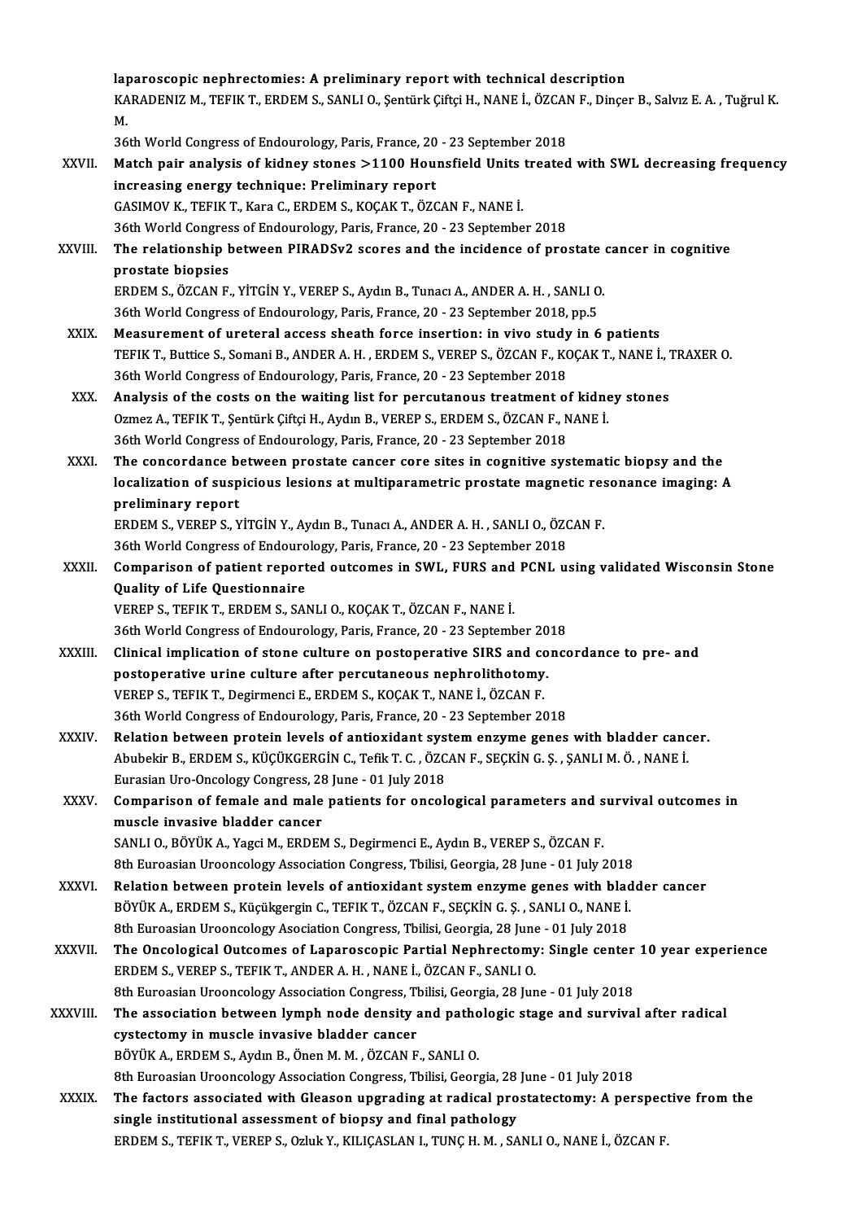**laparoscopic nephrectomies: A preliminary report with technical description**
KARADENIZ M., TEFIK T., ERDEM S., SANLI O., Şentürk Çiftçi H., NANE İ., ÖZCAN F., Dinçer B., Salvız E. A. , Tuğrul K. M.
36th World Congress of Endourology, Paris, France, 20 - 23 September 2018

XXVII. **Match pair analysis of kidney stones >1100 Hounsfield Units treated with SWL decreasing frequency increasing energy technique: Preliminary report**
GASIMOV K., TEFIK T., Kara C., ERDEM S., KOÇAK T., ÖZCAN F., NANE İ.
36th World Congress of Endourology, Paris, France, 20 - 23 September 2018

XXVIII. **The relationship between PIRADSv2 scores and the incidence of prostate cancer in cognitive prostate biopsies**
ERDEM S., ÖZCAN F., YİTGİN Y., VEREP S., Aydın B., Tunacı A., ANDER A. H. , SANLI O.
36th World Congress of Endourology, Paris, France, 20 - 23 September 2018, pp.5

XXIX. **Measurement of ureteral access sheath force insertion: in vivo study in 6 patients**
TEFIK T., Buttice S., Somani B., ANDER A. H. , ERDEM S., VEREP S., ÖZCAN F., KOÇAK T., NANE İ., TRAXER O.
36th World Congress of Endourology, Paris, France, 20 - 23 September 2018

XXX. **Analysis of the costs on the waiting list for percutanous treatment of kidney stones**
Ozmez A., TEFIK T., Şentürk Çiftçi H., Aydın B., VEREP S., ERDEM S., ÖZCAN F., NANE İ.
36th World Congress of Endourology, Paris, France, 20 - 23 September 2018

XXXI. **The concordance between prostate cancer core sites in cognitive systematic biopsy and the localization of suspicious lesions at multiparametric prostate magnetic resonance imaging: A preliminary report**
ERDEM S., VEREP S., YİTGİN Y., Aydın B., Tunacı A., ANDER A. H. , SANLI O., ÖZCAN F.
36th World Congress of Endourology, Paris, France, 20 - 23 September 2018

XXXII. **Comparison of patient reported outcomes in SWL, FURS and PCNL using validated Wisconsin Stone Quality of Life Questionnaire**
VEREP S., TEFIK T., ERDEM S., SANLI O., KOÇAK T., ÖZCAN F., NANE İ.
36th World Congress of Endourology, Paris, France, 20 - 23 September 2018

XXXIII. **Clinical implication of stone culture on postoperative SIRS and concordance to pre- and postoperative urine culture after percutaneous nephrolithotomy.**
VEREP S., TEFIK T., Degirmenci E., ERDEM S., KOÇAK T., NANE İ., ÖZCAN F.
36th World Congress of Endourology, Paris, France, 20 - 23 September 2018

XXXIV. **Relation between protein levels of antioxidant system enzyme genes with bladder cancer.**
Abubekir B., ERDEM S., KÜÇÜKGERGİN C., Tefik T. C. , ÖZCAN F., SEÇKİN G. Ş. , ŞANLI M. Ö. , NANE İ.
Eurasian Uro-Oncology Congress, 28 June - 01 July 2018

XXXV. **Comparison of female and male patients for oncological parameters and survival outcomes in muscle invasive bladder cancer**
SANLI O., BÖYÜK A., Yagci M., ERDEM S., Degirmenci E., Aydın B., VEREP S., ÖZCAN F.
8th Euroasian Urooncology Association Congress, Tbilisi, Georgia, 28 June - 01 July 2018

XXXVI. **Relation between protein levels of antioxidant system enzyme genes with bladder cancer**
BÖYÜK A., ERDEM S., Küçükgergin C., TEFIK T., ÖZCAN F., SEÇKİN G. Ş. , SANLI O., NANE İ.
8th Euroasian Urooncology Asociation Congress, Tbilisi, Georgia, 28 June - 01 July 2018

XXXVII. **The Oncological Outcomes of Laparoscopic Partial Nephrectomy: Single center 10 year experience**
ERDEM S., VEREP S., TEFIK T., ANDER A. H. , NANE İ., ÖZCAN F., SANLI O.
8th Euroasian Urooncology Association Congress, Tbilisi, Georgia, 28 June - 01 July 2018

XXXVIII. **The association between lymph node density and pathologic stage and survival after radical cystectomy in muscle invasive bladder cancer**
BÖYÜK A., ERDEM S., Aydın B., Önen M. M. , ÖZCAN F., SANLI O.
8th Euroasian Urooncology Association Congress, Tbilisi, Georgia, 28 June - 01 July 2018

XXXIX. **The factors associated with Gleason upgrading at radical prostatectomy: A perspective from the single institutional assessment of biopsy and final pathology**
ERDEM S., TEFIK T., VEREP S., Ozluk Y., KILIÇASLAN I., TUNÇ H. M. , SANLI O., NANE İ., ÖZCAN F.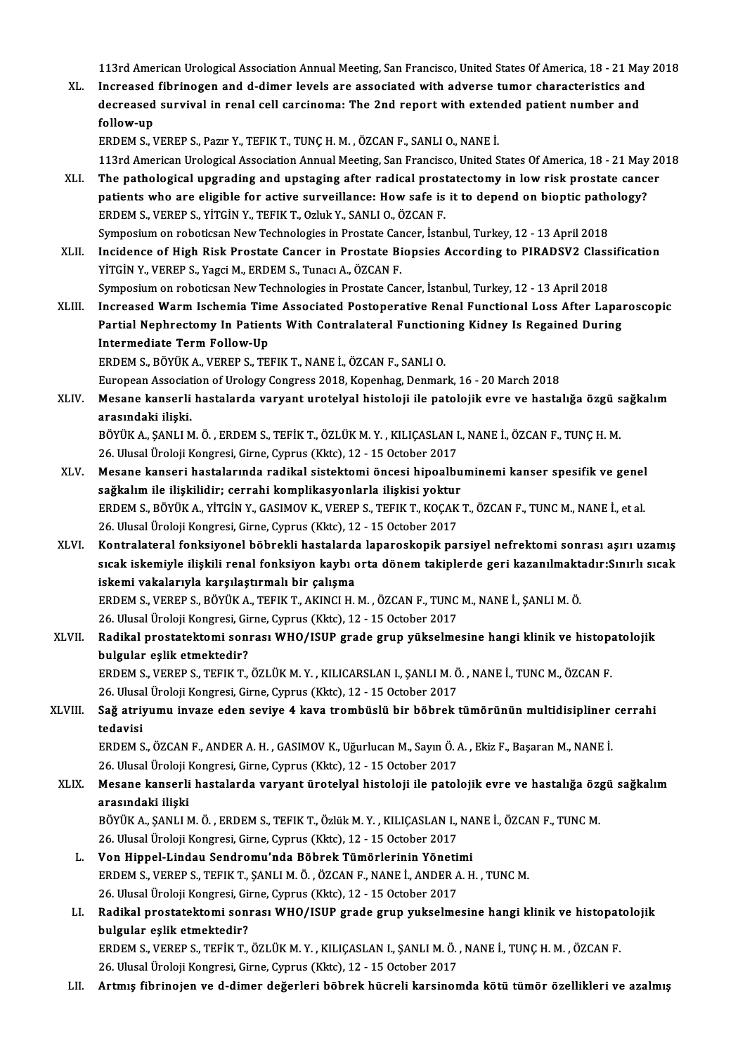113rd American Urological Association Annual Meeting, San Francisco, United States Of America, 18 - 21 May 2018

XL. **Increased fibrinogen and d-dimer levels are associated with adverse tumor characteristics and decreased survival in renal cell carcinoma: The 2nd report with extended patient number and follow-up**
ERDEM S., VEREP S., Pazır Y., TEFIK T., TUNÇ H. M. , ÖZCAN F., SANLI O., NANE İ.
113rd American Urological Association Annual Meeting, San Francisco, United States Of America, 18 - 21 May 2018

XLI. **The pathological upgrading and upstaging after radical prostatectomy in low risk prostate cancer patients who are eligible for active surveillance: How safe is it to depend on bioptic pathology?**
ERDEM S., VEREP S., YİTGİN Y., TEFIK T., Ozluk Y., SANLI O., ÖZCAN F.
Symposium on roboticsan New Technologies in Prostate Cancer, İstanbul, Turkey, 12 - 13 April 2018

XLII. **Incidence of High Risk Prostate Cancer in Prostate Biopsies According to PIRADSV2 Classification**
YİTGİN Y., VEREP S., Yagci M., ERDEM S., Tunacı A., ÖZCAN F.
Symposium on roboticsan New Technologies in Prostate Cancer, İstanbul, Turkey, 12 - 13 April 2018

XLIII. **Increased Warm Ischemia Time Associated Postoperative Renal Functional Loss After Laparoscopic Partial Nephrectomy In Patients With Contralateral Functioning Kidney Is Regained During Intermediate Term Follow-Up**
ERDEM S., BÖYÜK A., VEREP S., TEFIK T., NANE İ., ÖZCAN F., SANLI O.
European Association of Urology Congress 2018, Kopenhag, Denmark, 16 - 20 March 2018

XLIV. **Mesane kanserli hastalarda varyant urotelyal histoloji ile patolojik evre ve hastalığa özgü sağkalım arasındaki ilişki.**
BÖYÜK A., ŞANLI M. Ö. , ERDEM S., TEFİK T., ÖZLÜK M. Y. , KILIÇASLAN I., NANE İ., ÖZCAN F., TUNÇ H. M.
26. Ulusal Üroloji Kongresi, Girne, Cyprus (Kktc), 12 - 15 October 2017

XLV. **Mesane kanseri hastalarında radikal sistektomi öncesi hipoalbuminemi kanser spesifik ve genel sağkalım ile ilişkilidir; cerrahi komplikasyonlarla ilişkisi yoktur**
ERDEM S., BÖYÜK A., YİTGİN Y., GASIMOV K., VEREP S., TEFIK T., KOÇAK T., ÖZCAN F., TUNC M., NANE İ., et al.
26. Ulusal Üroloji Kongresi, Girne, Cyprus (Kktc), 12 - 15 October 2017

XLVI. **Kontralateral fonksiyonel böbrekli hastalarda laparoskopik parsiyel nefrektomi sonrası aşırı uzamış sıcak iskemiyle ilişkili renal fonksiyon kaybı orta dönem takiplerde geri kazanılmaktadır:Sınırlı sıcak iskemi vakalarıyla karşılaştırmalı bir çalışma**
ERDEM S., VEREP S., BÖYÜK A., TEFIK T., AKINCI H. M. , ÖZCAN F., TUNC M., NANE İ., ŞANLI M. Ö.
26. Ulusal Üroloji Kongresi, Girne, Cyprus (Kktc), 12 - 15 October 2017

XLVII. **Radikal prostatektomi sonrası WHO/ISUP grade grup yükselmesine hangi klinik ve histopatolojik bulgular eşlik etmektedir?**
ERDEM S., VEREP S., TEFIK T., ÖZLÜK M. Y. , KILICARSLAN I., ŞANLI M. Ö. , NANE İ., TUNC M., ÖZCAN F.
26. Ulusal Üroloji Kongresi, Girne, Cyprus (Kktc), 12 - 15 October 2017

XLVIII. **Sağ atriyumu invaze eden seviye 4 kava trombüslü bir böbrek tümörünün multidisipliner cerrahi tedavisi**
ERDEM S., ÖZCAN F., ANDER A. H. , GASIMOV K., Uğurlucan M., Sayın Ö. A. , Ekiz F., Başaran M., NANE İ.
26. Ulusal Üroloji Kongresi, Girne, Cyprus (Kktc), 12 - 15 October 2017

XLIX. **Mesane kanserli hastalarda varyant ürotelyal histoloji ile patolojik evre ve hastalığa özgü sağkalım arasındaki ilişki**
BÖYÜK A., ŞANLI M. Ö. , ERDEM S., TEFIK T., Özlük M. Y. , KILIÇASLAN I., NANE İ., ÖZCAN F., TUNC M.
26. Ulusal Üroloji Kongresi, Girne, Cyprus (Kktc), 12 - 15 October 2017

L. **Von Hippel-Lindau Sendromu'nda Böbrek Tümörlerinin Yönetimi**
ERDEM S., VEREP S., TEFIK T., ŞANLI M. Ö. , ÖZCAN F., NANE İ., ANDER A. H. , TUNC M.
26. Ulusal Üroloji Kongresi, Girne, Cyprus (Kktc), 12 - 15 October 2017

LI. **Radikal prostatektomi sonrası WHO/ISUP grade grup yukselmesine hangi klinik ve histopatolojik bulgular eşlik etmektedir?**
ERDEM S., VEREP S., TEFİK T., ÖZLÜK M. Y. , KILIÇASLAN I., ŞANLI M. Ö. , NANE İ., TUNÇ H. M. , ÖZCAN F.
26. Ulusal Üroloji Kongresi, Girne, Cyprus (Kktc), 12 - 15 October 2017

LII. **Artmış fibrinojen ve d-dimer değerleri böbrek hücreli karsinomda kötü tümör özellikleri ve azalmış**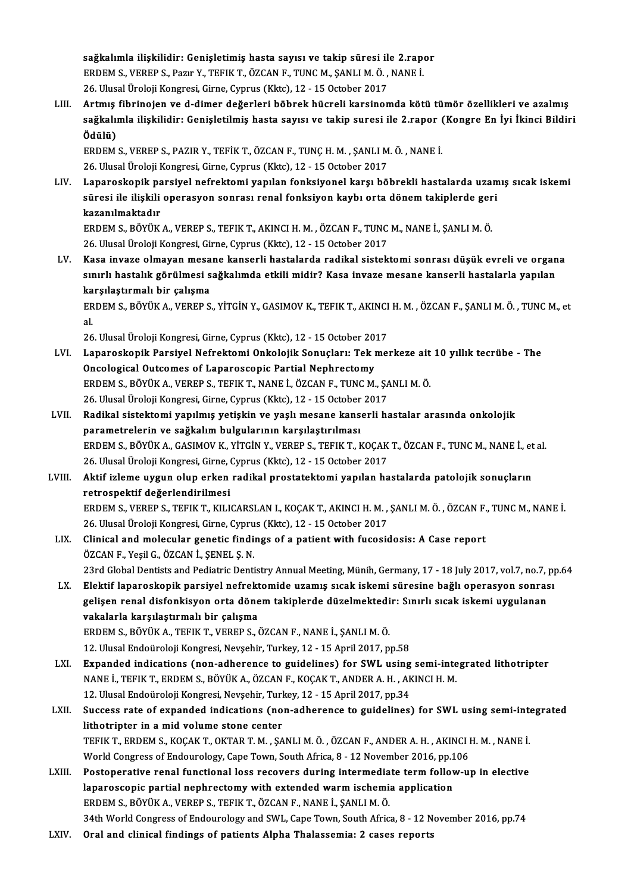sağkalımla ilişkilidir: Genişletimiş hasta sayısı ve takip süresi ile 2.rapor
ERDEM S., VEREP S., Pazır Y., TEFIK T., ÖZCAN F., TUNC M., ŞANLI M. Ö. , NANE İ.
26. Ulusal Üroloji Kongresi, Girne, Cyprus (Kktc), 12 - 15 October 2017

LIII. **Artmış fibrinojen ve d-dimer değerleri böbrek hücreli karsinomda kötü tümör özellikleri ve azalmış sağkalımla ilişkilidir: Genişletilmiş hasta sayısı ve takip suresi ile 2.rapor (Kongre En İyi İkinci Bildiri Ödülü)**
ERDEM S., VEREP S., PAZIR Y., TEFİK T., ÖZCAN F., TUNÇ H. M. , ŞANLI M. Ö. , NANE İ.
26. Ulusal Üroloji Kongresi, Girne, Cyprus (Kktc), 12 - 15 October 2017

LIV. **Laparoskopik parsiyel nefrektomi yapılan fonksiyonel karşı böbrekli hastalarda uzamış sıcak iskemi süresi ile ilişkili operasyon sonrası renal fonksiyon kaybı orta dönem takiplerde geri kazanılmaktadır**
ERDEM S., BÖYÜK A., VEREP S., TEFIK T., AKINCI H. M. , ÖZCAN F., TUNC M., NANE İ., ŞANLI M. Ö.
26. Ulusal Üroloji Kongresi, Girne, Cyprus (Kktc), 12 - 15 October 2017

LV. **Kasa invaze olmayan mesane kanserli hastalarda radikal sistektomi sonrası düşük evreli ve organa sınırlı hastalık görülmesi sağkalımda etkili midir? Kasa invaze mesane kanserli hastalarla yapılan karşılaştırmalı bir çalışma**
ERDEM S., BÖYÜK A., VEREP S., YİTGİN Y., GASIMOV K., TEFIK T., AKINCI H. M. , ÖZCAN F., ŞANLI M. Ö. , TUNC M., et al.
26. Ulusal Üroloji Kongresi, Girne, Cyprus (Kktc), 12 - 15 October 2017

LVI. **Laparoskopik Parsiyel Nefrektomi Onkolojik Sonuçları: Tek merkeze ait 10 yıllık tecrübe - The Oncological Outcomes of Laparoscopic Partial Nephrectomy**
ERDEM S., BÖYÜK A., VEREP S., TEFIK T., NANE İ., ÖZCAN F., TUNC M., ŞANLI M. Ö.
26. Ulusal Üroloji Kongresi, Girne, Cyprus (Kktc), 12 - 15 October 2017

LVII. **Radikal sistektomi yapılmış yetişkin ve yaşlı mesane kanserli hastalar arasında onkolojik parametrelerin ve sağkalım bulgularının karşılaştırılması**
ERDEM S., BÖYÜK A., GASIMOV K., YİTGİN Y., VEREP S., TEFIK T., KOÇAK T., ÖZCAN F., TUNC M., NANE İ., et al.
26. Ulusal Üroloji Kongresi, Girne, Cyprus (Kktc), 12 - 15 October 2017

LVIII. **Aktif izleme uygun olup erken radikal prostatektomi yapılan hastalarda patolojik sonuçların retrospektif değerlendirilmesi**
ERDEM S., VEREP S., TEFIK T., KILICARSLAN I., KOÇAK T., AKINCI H. M. , ŞANLI M. Ö. , ÖZCAN F., TUNC M., NANE İ.
26. Ulusal Üroloji Kongresi, Girne, Cyprus (Kktc), 12 - 15 October 2017

LIX. **Clinical and molecular genetic findings of a patient with fucosidosis: A Case report**
ÖZCAN F., Yeşil G., ÖZCAN İ., ŞENEL Ş. N.
23rd Global Dentists and Pediatric Dentistry Annual Meeting, Münih, Germany, 17 - 18 July 2017, vol.7, no.7, pp.64

LX. **Elektif laparoskopik parsiyel nefrektomide uzamış sıcak iskemi süresine bağlı operasyon sonrası gelişen renal disfonkisyon orta dönem takiplerde düzelmektedir: Sınırlı sıcak iskemi uygulanan vakalarla karşılaştırmalı bir çalışma**
ERDEM S., BÖYÜK A., TEFIK T., VEREP S., ÖZCAN F., NANE İ., ŞANLI M. Ö.
12. Ulusal Endoüroloji Kongresi, Nevşehir, Turkey, 12 - 15 April 2017, pp.58

LXI. **Expanded indications (non-adherence to guidelines) for SWL using semi-integrated lithotripter**
NANE İ., TEFIK T., ERDEM S., BÖYÜK A., ÖZCAN F., KOÇAK T., ANDER A. H. , AKINCI H. M.
12. Ulusal Endoüroloji Kongresi, Nevşehir, Turkey, 12 - 15 April 2017, pp.34

LXII. **Success rate of expanded indications (non-adherence to guidelines) for SWL using semi-integrated lithotripter in a mid volume stone center**
TEFIK T., ERDEM S., KOÇAK T., OKTAR T. M. , ŞANLI M. Ö. , ÖZCAN F., ANDER A. H. , AKINCI H. M. , NANE İ.
World Congress of Endourology, Cape Town, South Africa, 8 - 12 November 2016, pp.106

LXIII. **Postoperative renal functional loss recovers during intermediate term follow-up in elective laparoscopic partial nephrectomy with extended warm ischemia application**
ERDEM S., BÖYÜK A., VEREP S., TEFIK T., ÖZCAN F., NANE İ., ŞANLI M. Ö.
34th World Congress of Endourology and SWL, Cape Town, South Africa, 8 - 12 November 2016, pp.74

LXIV. **Oral and clinical findings of patients Alpha Thalassemia: 2 cases reports**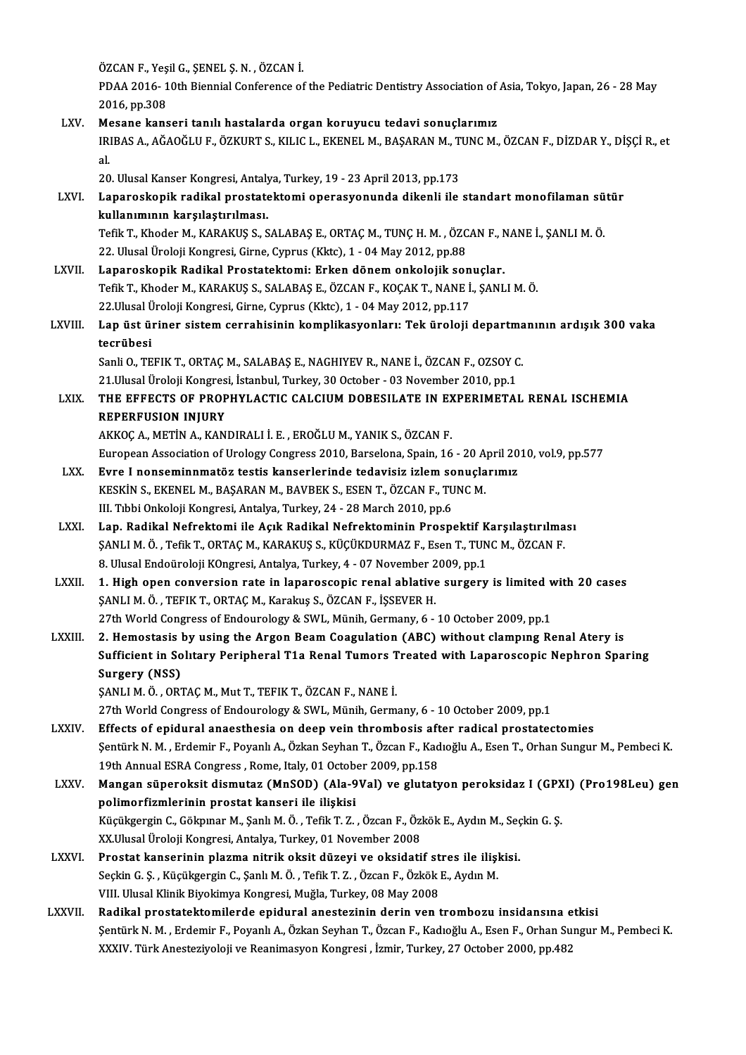ÖZCAN F., Yeşil G., ŞENEL Ş. N. , ÖZCAN İ.
PDAA 2016- 10th Biennial Conference of the Pediatric Dentistry Association of Asia, Tokyo, Japan, 26 - 28 May 2016, pp.308

LXV. **Mesane kanseri tanılı hastalarda organ koruyucu tedavi sonuçlarımız**
IRIBAS A., AĞAOĞLU F., ÖZKURT S., KILIC L., EKENEL M., BAŞARAN M., TUNC M., ÖZCAN F., DİZDAR Y., DİŞÇİ R., et al.
20. Ulusal Kanser Kongresi, Antalya, Turkey, 19 - 23 April 2013, pp.173

LXVI. **Laparoskopik radikal prostatektomi operasyonunda dikenli ile standart monofilaman sütür kullanımının karşılaştırılması.**
Tefik T., Khoder M., KARAKUŞ S., SALABAŞ E., ORTAÇ M., TUNÇ H. M. , ÖZCAN F., NANE İ., ŞANLI M. Ö.
22. Ulusal Üroloji Kongresi, Girne, Cyprus (Kktc), 1 - 04 May 2012, pp.88

LXVII. **Laparoskopik Radikal Prostatektomi: Erken dönem onkolojik sonuçlar.**
Tefik T., Khoder M., KARAKUŞ S., SALABAŞ E., ÖZCAN F., KOÇAK T., NANE İ., ŞANLI M. Ö.
22.Ulusal Üroloji Kongresi, Girne, Cyprus (Kktc), 1 - 04 May 2012, pp.117

LXVIII. **Lap üst üriner sistem cerrahisinin komplikasyonları: Tek üroloji departmanının ardışık 300 vaka tecrübesi**
Sanli O., TEFIK T., ORTAÇ M., SALABAŞ E., NAGHIYEV R., NANE İ., ÖZCAN F., OZSOY C.
21.Ulusal Üroloji Kongresi, İstanbul, Turkey, 30 October - 03 November 2010, pp.1

LXIX. **THE EFFECTS OF PROPHYLACTIC CALCIUM DOBESILATE IN EXPERIMETAL RENAL ISCHEMIA REPERFUSION INJURY**
AKKOÇ A., METİN A., KANDIRALI İ. E. , EROĞLU M., YANIK S., ÖZCAN F.
European Association of Urology Congress 2010, Barselona, Spain, 16 - 20 April 2010, vol.9, pp.577

LXX. **Evre I nonseminnmatöz testis kanserlerinde tedavisiz izlem sonuçlarımız**
KESKİN S., EKENEL M., BAŞARAN M., BAVBEK S., ESEN T., ÖZCAN F., TUNC M.
III. Tıbbi Onkoloji Kongresi, Antalya, Turkey, 24 - 28 March 2010, pp.6

LXXI. **Lap. Radikal Nefrektomi ile Açık Radikal Nefrektominin Prospektif Karşılaştırılması**
ŞANLI M. Ö. , Tefik T., ORTAÇ M., KARAKUŞ S., KÜÇÜKDURMAZ F., Esen T., TUNC M., ÖZCAN F.
8. Ulusal Endoüroloji KOngresi, Antalya, Turkey, 4 - 07 November 2009, pp.1

LXXII. **1. High open conversion rate in laparoscopic renal ablative surgery is limited with 20 cases**
ŞANLI M. Ö. , TEFIK T., ORTAÇ M., Karakuş S., ÖZCAN F., İŞSEVER H.
27th World Congress of Endourology & SWL, Münih, Germany, 6 - 10 October 2009, pp.1

LXXIII. **2. Hemostasis by using the Argon Beam Coagulation (ABC) without clampıng Renal Atery is Sufficient in Solıtary Peripheral T1a Renal Tumors Treated with Laparoscopic Nephron Sparing Surgery (NSS)**
ŞANLI M. Ö. , ORTAÇ M., Mut T., TEFIK T., ÖZCAN F., NANE İ.
27th World Congress of Endourology & SWL, Münih, Germany, 6 - 10 October 2009, pp.1

LXXIV. **Effects of epidural anaesthesia on deep vein thrombosis after radical prostatectomies**
Şentürk N. M. , Erdemir F., Poyanlı A., Özkan Seyhan T., Özcan F., Kadıoğlu A., Esen T., Orhan Sungur M., Pembeci K.
19th Annual ESRA Congress , Rome, Italy, 01 October 2009, pp.158

LXXV. **Mangan süperoksit dismutaz (MnSOD) (Ala-9Val) ve glutatyon peroksidaz I (GPXI) (Pro198Leu) gen polimorfizmlerinin prostat kanseri ile ilişkisi**
Küçükgergin C., Gökpınar M., Şanlı M. Ö. , Tefik T. Z. , Özcan F., Özkök E., Aydın M., Seçkin G. Ş.
XX.Ulusal Üroloji Kongresi, Antalya, Turkey, 01 November 2008

LXXVI. **Prostat kanserinin plazma nitrik oksit düzeyi ve oksidatif stres ile ilişkisi.**
Seçkin G. Ş. , Küçükgergin C., Şanlı M. Ö. , Tefik T. Z. , Özcan F., Özkök E., Aydın M.
VIII. Ulusal Klinik Biyokimya Kongresi, Muğla, Turkey, 08 May 2008

LXXVII. **Radikal prostatektomilerde epidural anestezinin derin ven trombozu insidansına etkisi**
Şentürk N. M. , Erdemir F., Poyanlı A., Özkan Seyhan T., Özcan F., Kadıoğlu A., Esen F., Orhan Sungur M., Pembeci K.
XXXIV. Türk Anesteziyoloji ve Reanimasyon Kongresi , İzmir, Turkey, 27 October 2000, pp.482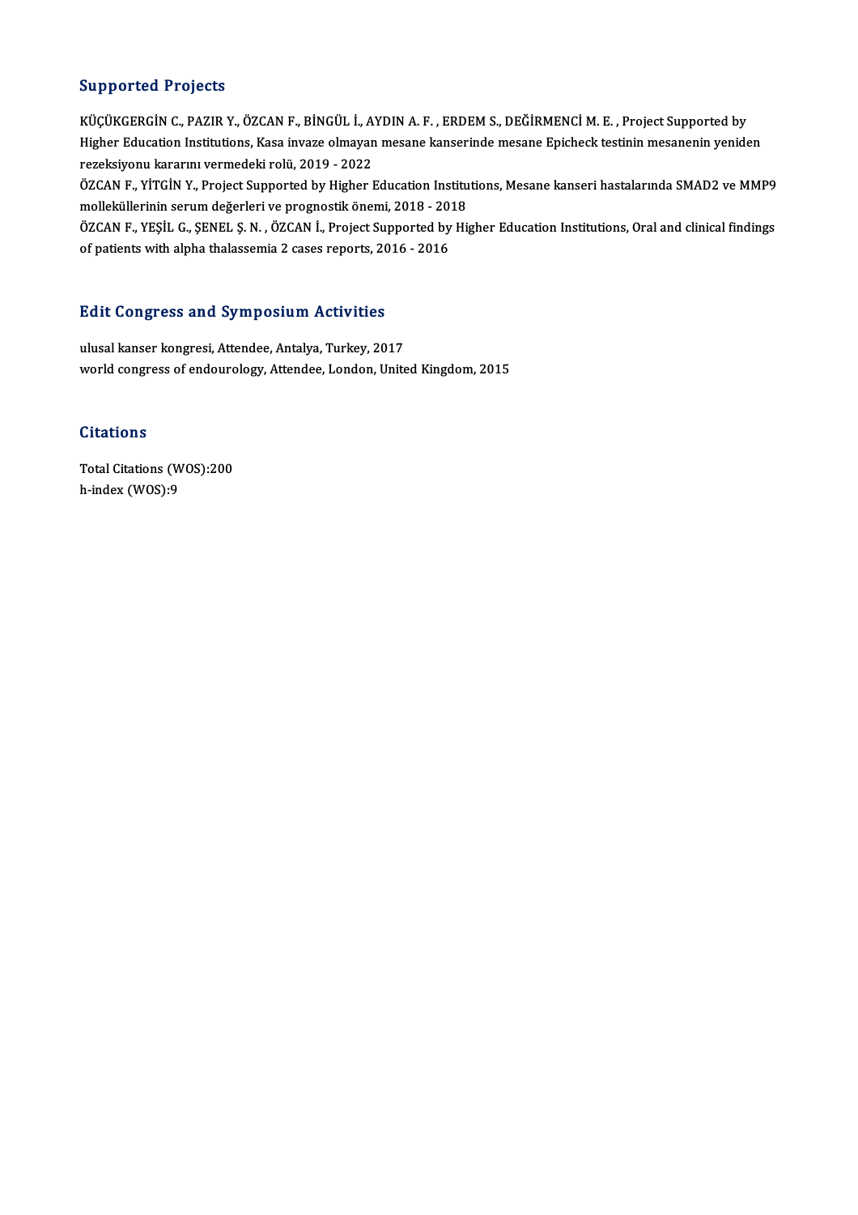## Supported Projects

KÜÇÜKGERGİN C., PAZIR Y., ÖZCAN F., BİNGÜL İ., AYDIN A. F. , ERDEM S., DEĞİRMENCİ M. E. , Project Supported by Higher Education Institutions, Kasa invaze olmayan mesane kanserinde mesane Epicheck testinin mesanenin yeniden rezeksiyonu kararını vermedeki rolü, 2019 - 2022

ÖZCAN F., YİTGİN Y., Project Supported by Higher Education Institutions, Mesane kanseri hastalarında SMAD2 ve MMP9 molleküllerinin serum değerleri ve prognostik önemi, 2018 - 2018

ÖZCAN F., YEŞİL G., ŞENEL Ş. N. , ÖZCAN İ., Project Supported by Higher Education Institutions, Oral and clinical findings of patients with alpha thalassemia 2 cases reports, 2016 - 2016

## Edit Congress and Symposium Activities

ulusal kanser kongresi, Attendee, Antalya, Turkey, 2017

world congress of endourology, Attendee, London, United Kingdom, 2015

## Citations

Total Citations (WOS):200

h-index (WOS):9